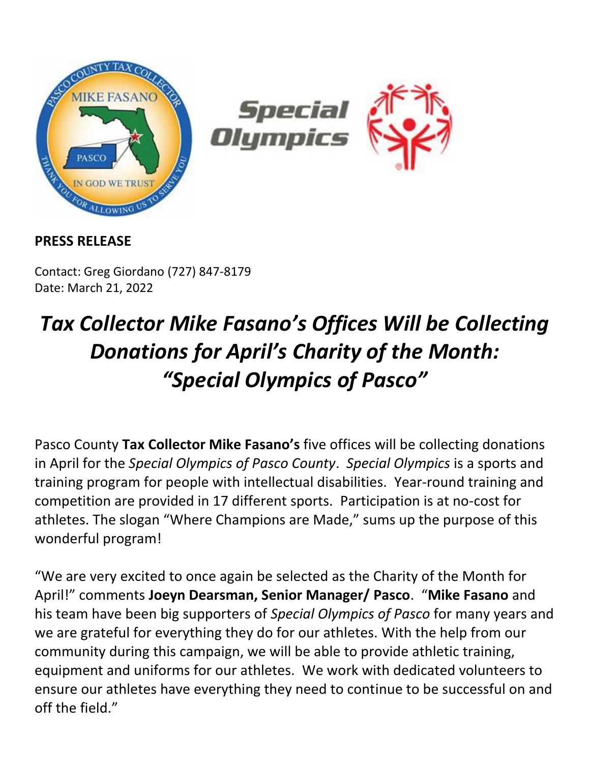**PRESS RELEASE**

Contact: Greg Giordano (727) 847-8179
Date: March 21, 2022

# *Tax Collector Mike Fasano's Offices Will be Collecting Donations for April's Charity of the Month: "Special Olympics of Pasco"*

Pasco County **Tax Collector Mike Fasano's** five offices will be collecting donations in April for the *Special Olympics of Pasco County*. *Special Olympics* is a sports and training program for people with intellectual disabilities. Year-round training and competition are provided in 17 different sports. Participation is at no-cost for athletes. The slogan "Where Champions are Made," sums up the purpose of this wonderful program!

"We are very excited to once again be selected as the Charity of the Month for April!" comments **Joeyn Dearsman, Senior Manager/ Pasco**. "**Mike Fasano** and his team have been big supporters of *Special Olympics of Pasco* for many years and we are grateful for everything they do for our athletes. With the help from our community during this campaign, we will be able to provide athletic training, equipment and uniforms for our athletes. We work with dedicated volunteers to ensure our athletes have everything they need to continue to be successful on and off the field."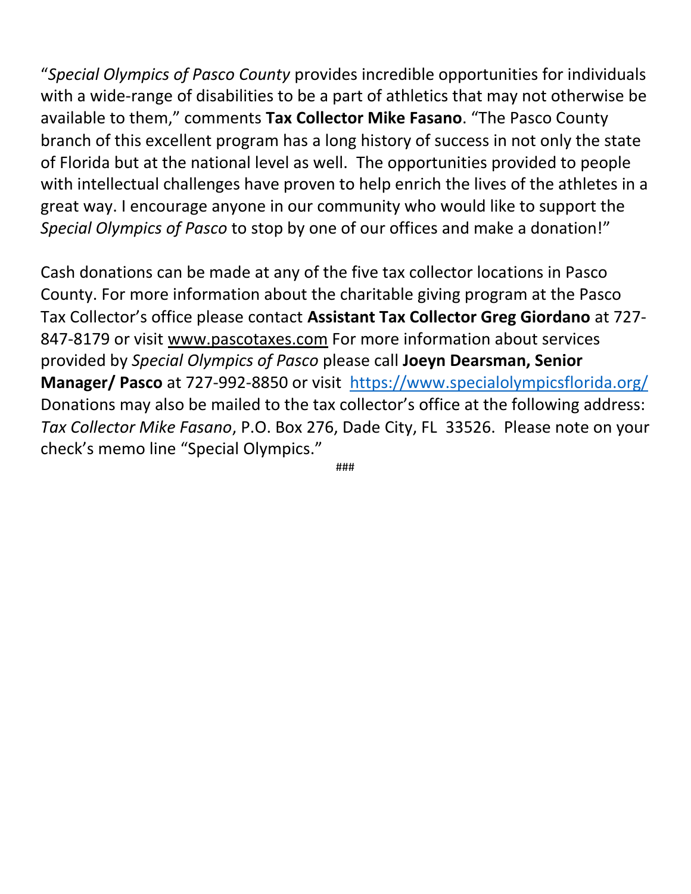"*Special Olympics of Pasco County* provides incredible opportunities for individuals with a wide-range of disabilities to be a part of athletics that may not otherwise be available to them," comments **Tax Collector Mike Fasano**. "The Pasco County branch of this excellent program has a long history of success in not only the state of Florida but at the national level as well. The opportunities provided to people with intellectual challenges have proven to help enrich the lives of the athletes in a great way. I encourage anyone in our community who would like to support the *Special Olympics of Pasco* to stop by one of our offices and make a donation!"

Cash donations can be made at any of the five tax collector locations in Pasco County. For more information about the charitable giving program at the Pasco Tax Collector's office please contact **Assistant Tax Collector Greg Giordano** at 727-847-8179 or visit www.pascotaxes.com For more information about services provided by *Special Olympics of Pasco* please call **Joeyn Dearsman, Senior Manager/ Pasco** at 727-992-8850 or visit https://www.specialolympicsflorida.org/ Donations may also be mailed to the tax collector's office at the following address: *Tax Collector Mike Fasano*, P.O. Box 276, Dade City, FL 33526. Please note on your check's memo line "Special Olympics."

###